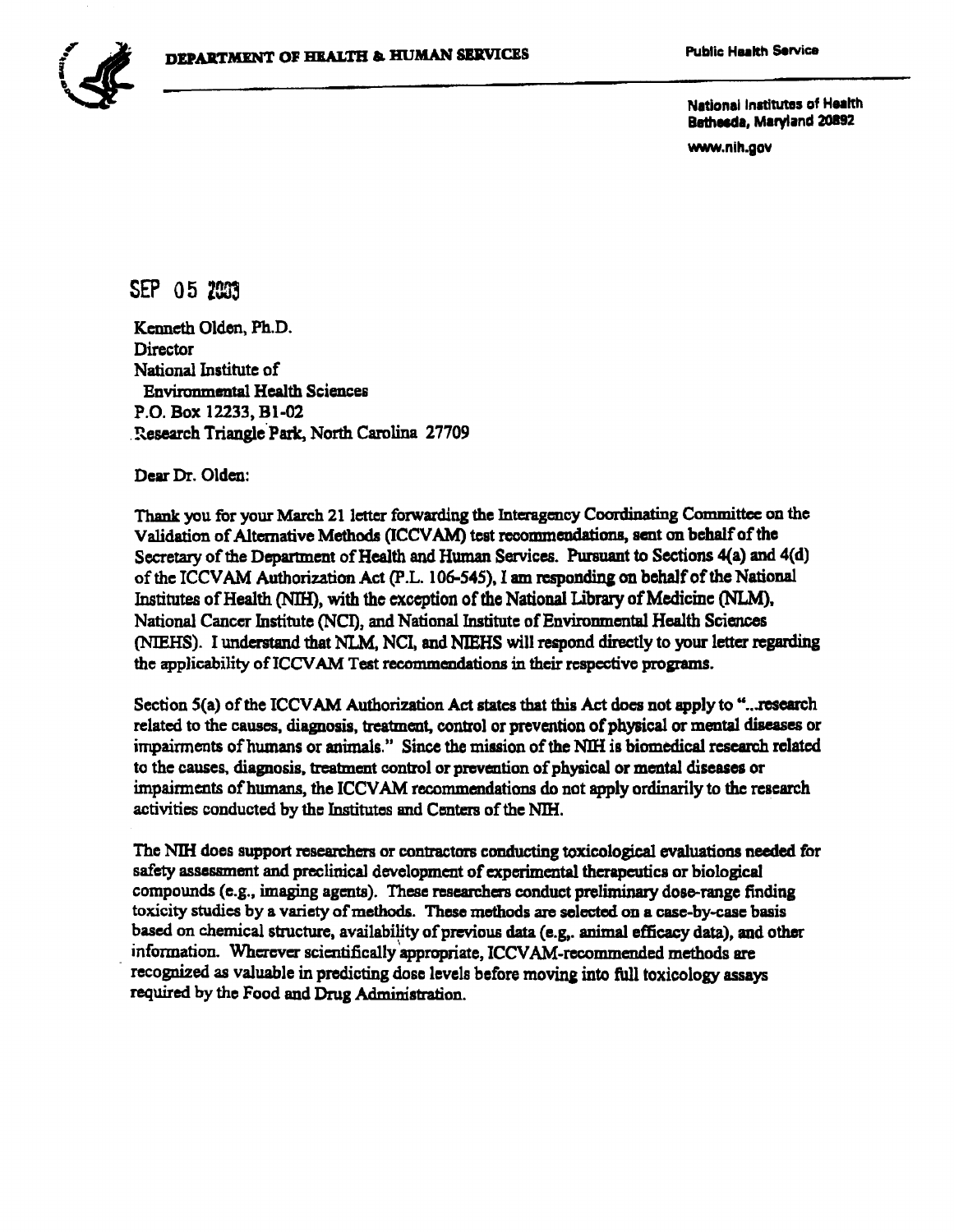DEPARTMENT OF HEALTH & HUMAN SERVICES

Public Health Service

National Institutes of Health
Bethesda, Maryland 20892

www.nih.gov

SEP 05 2003

Kenneth Olden, Ph.D.
Director
National Institute of
Environmental Health Sciences
P.O. Box 12233, B1-02
Research Triangle Park, North Carolina 27709

Dear Dr. Olden:

Thank you for your March 21 letter forwarding the Interagency Coordinating Committee on the Validation of Alternative Methods (ICCVAM) test recommendations, sent on behalf of the Secretary of the Department of Health and Human Services. Pursuant to Sections 4(a) and 4(d) of the ICCVAM Authorization Act (P.L. 106-545), I am responding on behalf of the National Institutes of Health (NIH), with the exception of the National Library of Medicine (NLM), National Cancer Institute (NCI), and National Institute of Environmental Health Sciences (NIEHS). I understand that NLM, NCI, and NIEHS will respond directly to your letter regarding the applicability of ICCVAM Test recommendations in their respective programs.

Section 5(a) of the ICCVAM Authorization Act states that this Act does not apply to "...research related to the causes, diagnosis, treatment, control or prevention of physical or mental diseases or impairments of humans or animals." Since the mission of the NIH is biomedical research related to the causes, diagnosis, treatment control or prevention of physical or mental diseases or impairments of humans, the ICCVAM recommendations do not apply ordinarily to the research activities conducted by the Institutes and Centers of the NIH.

The NIH does support researchers or contractors conducting toxicological evaluations needed for safety assessment and preclinical development of experimental therapeutics or biological compounds (e.g., imaging agents). These researchers conduct preliminary dose-range finding toxicity studies by a variety of methods. These methods are selected on a case-by-case basis based on chemical structure, availability of previous data (e.g,. animal efficacy data), and other information. Wherever scientifically appropriate, ICCVAM-recommended methods are recognized as valuable in predicting dose levels before moving into full toxicology assays required by the Food and Drug Administration.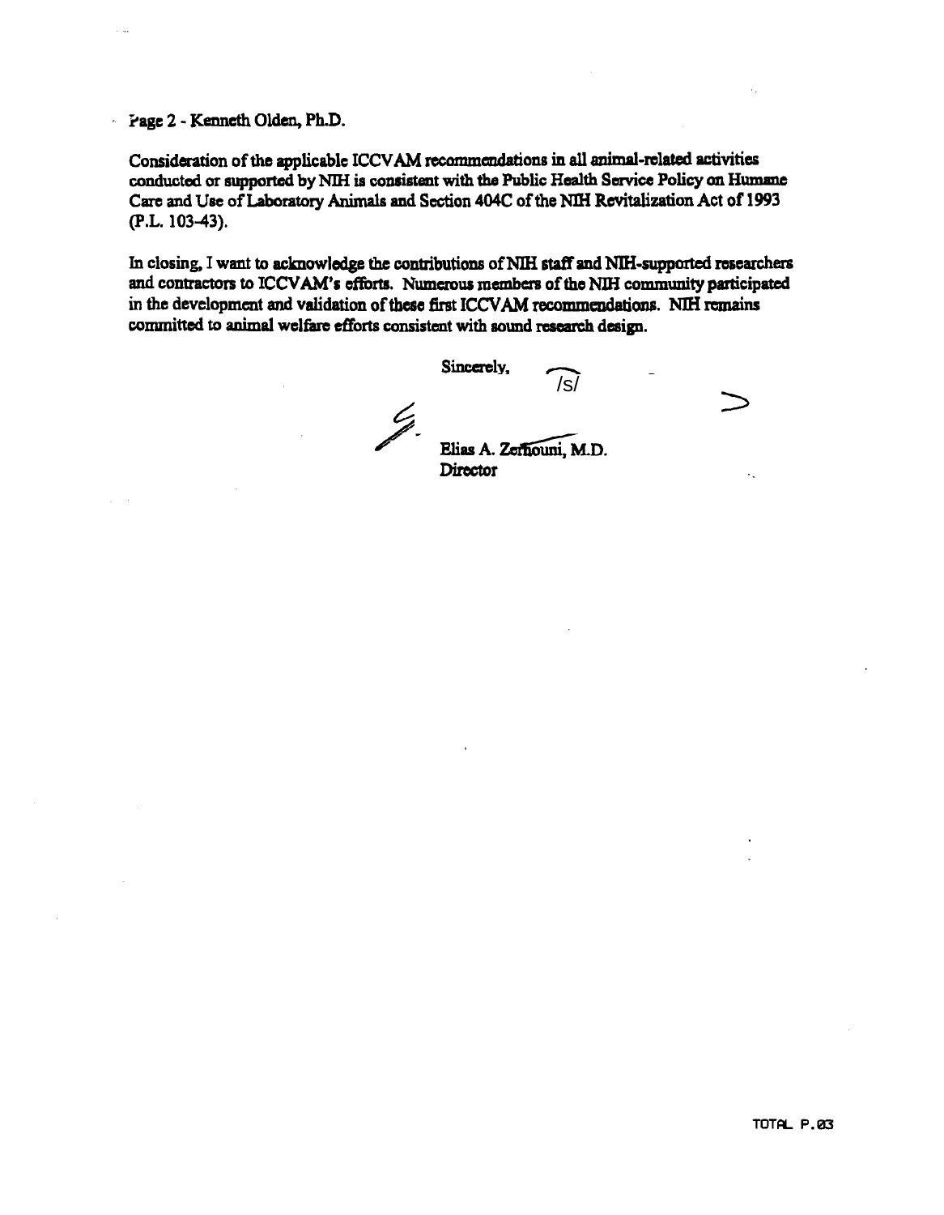Consideration of the applicable ICCVAM recommendations in all animal-related activities conducted or supported by NIH is consistent with the Public Health Service Policy on Humane Care and Use of Laboratory Animals and Section 404C of the NIH Revitalization Act of 1993 (P.L. 103-43).

In closing, I want to acknowledge the contributions of NIH staff and NIH-supported researchers and contractors to ICCVAM's efforts. Numerous members of the NIH community participated in the development and validation of these first ICCVAM recommendations. NIH remains committed to animal welfare efforts consistent with sound research design.

Sincerely,

/s/

Elias A. Zerhouni, M.D.
Director